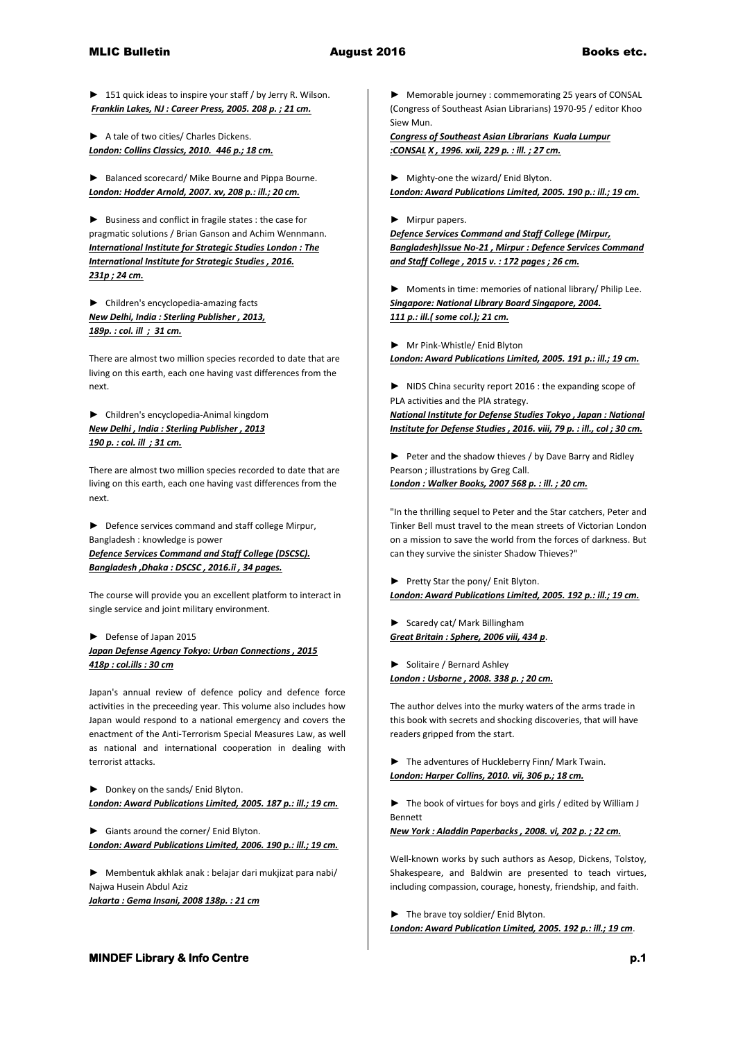► 151 quick ideas to inspire your staff / by Jerry R. Wilson.
***Franklin Lakes, NJ : Career Press, 2005. 208 p. ; 21 cm.***

► A tale of two cities/ Charles Dickens.
***London: Collins Classics, 2010. 446 p.; 18 cm.***

► Balanced scorecard/ Mike Bourne and Pippa Bourne.
***London: Hodder Arnold, 2007. xv, 208 p.: ill.; 20 cm.***

► Business and conflict in fragile states : the case for pragmatic solutions / Brian Ganson and Achim Wennmann.
***International Institute for Strategic Studies London : The International Institute for Strategic Studies , 2016. 231p ; 24 cm.***

► Children's encyclopedia-amazing facts
***New Delhi, India : Sterling Publisher , 2013, 189p. : col. ill ; 31 cm.***

There are almost two million species recorded to date that are living on this earth, each one having vast differences from the next.

► Children's encyclopedia-Animal kingdom
***New Delhi , India : Sterling Publisher , 2013 190 p. : col. ill ; 31 cm.***

There are almost two million species recorded to date that are living on this earth, each one having vast differences from the next.

► Defence services command and staff college Mirpur, Bangladesh : knowledge is power
***Defence Services Command and Staff College (DSCSC). Bangladesh ,Dhaka : DSCSC , 2016.ii , 34 pages.***

The course will provide you an excellent platform to interact in single service and joint military environment.

► Defense of Japan 2015
***Japan Defense Agency Tokyo: Urban Connections , 2015 418p : col.ills : 30 cm***

Japan's annual review of defence policy and defence force activities in the preceeding year. This volume also includes how Japan would respond to a national emergency and covers the enactment of the Anti-Terrorism Special Measures Law, as well as national and international cooperation in dealing with terrorist attacks.

► Donkey on the sands/ Enid Blyton.
***London: Award Publications Limited, 2005. 187 p.: ill.; 19 cm.***

► Giants around the corner/ Enid Blyton.
***London: Award Publications Limited, 2006. 190 p.: ill.; 19 cm.***

► Membentuk akhlak anak : belajar dari mukjizat para nabi/ Najwa Husein Abdul Aziz
***Jakarta : Gema Insani, 2008 138p. : 21 cm***

► Memorable journey : commemorating 25 years of CONSAL (Congress of Southeast Asian Librarians) 1970-95 / editor Khoo Siew Mun.
***Congress of Southeast Asian Librarians Kuala Lumpur :CONSAL X , 1996. xxii, 229 p. : ill. ; 27 cm.***

► Mighty-one the wizard/ Enid Blyton.
***London: Award Publications Limited, 2005. 190 p.: ill.; 19 cm.***

► Mirpur papers.
***Defence Services Command and Staff College (Mirpur, Bangladesh)Issue No-21 , Mirpur : Defence Services Command and Staff College , 2015 v. : 172 pages ; 26 cm.***

► Moments in time: memories of national library/ Philip Lee.
***Singapore: National Library Board Singapore, 2004. 111 p.: ill.( some col.); 21 cm.***

► Mr Pink-Whistle/ Enid Blyton
***London: Award Publications Limited, 2005. 191 p.: ill.; 19 cm.***

► NIDS China security report 2016 : the expanding scope of PLA activities and the PlA strategy.
***National Institute for Defense Studies Tokyo , Japan : National Institute for Defense Studies , 2016. viii, 79 p. : ill., col ; 30 cm.***

► Peter and the shadow thieves / by Dave Barry and Ridley Pearson ; illustrations by Greg Call.
***London : Walker Books, 2007 568 p. : ill. ; 20 cm.***

"In the thrilling sequel to Peter and the Star catchers, Peter and Tinker Bell must travel to the mean streets of Victorian London on a mission to save the world from the forces of darkness. But can they survive the sinister Shadow Thieves?"

► Pretty Star the pony/ Enit Blyton.
***London: Award Publications Limited, 2005. 192 p.: ill.; 19 cm.***

► Scaredy cat/ Mark Billingham
***Great Britain : Sphere, 2006 viii, 434 p***.

► Solitaire / Bernard Ashley
***London : Usborne , 2008. 338 p. ; 20 cm.***

The author delves into the murky waters of the arms trade in this book with secrets and shocking discoveries, that will have readers gripped from the start.

► The adventures of Huckleberry Finn/ Mark Twain.
***London: Harper Collins, 2010. vii, 306 p.; 18 cm.***

► The book of virtues for boys and girls / edited by William J Bennett
***New York : Aladdin Paperbacks , 2008. vi, 202 p. ; 22 cm.***

Well-known works by such authors as Aesop, Dickens, Tolstoy, Shakespeare, and Baldwin are presented to teach virtues, including compassion, courage, honesty, friendship, and faith.

► The brave toy soldier/ Enid Blyton.
***London: Award Publication Limited, 2005. 192 p.: ill.; 19 cm***.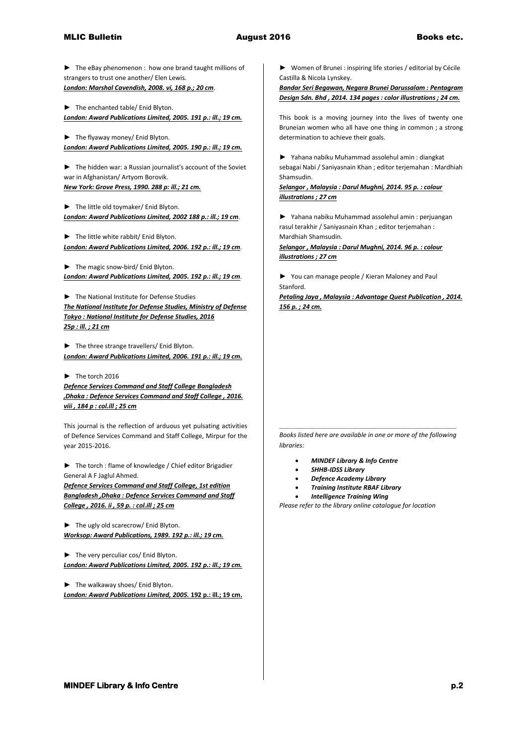► The eBay phenomenon : how one brand taught millions of strangers to trust one another/ Elen Lewis.
***London: Marshal Cavendish, 2008. vi, 168 p.; 20 cm***.

► The enchanted table/ Enid Blyton.
***London: Award Publications Limited, 2005. 191 p.: ill.; 19 cm.***

► The flyaway money/ Enid Blyton.
***London: Award Publications Limited, 2005. 190 p.: ill.; 19 cm.***

► The hidden war: a Russian journalist's account of the Soviet war in Afghanistan/ Artyom Borovik.
***New York: Grove Press, 1990. 288 p: ill.; 21 cm.***

► The little old toymaker/ Enid Blyton.
***London: Award Publications Limited, 2002 188 p.: ill.; 19 cm***.

► The little white rabbit/ Enid Blyton.
***London: Award Publications Limited, 2006. 192 p.: ill.; 19 cm***.

► The magic snow-bird/ Enid Blyton.
***London: Award Publications Limited, 2005. 192 p.: ill.; 19 cm***.

► The National Institute for Defense Studies
***The National Institute for Defense Studies, Ministry of Defense Tokyo : National Institute for Defense Studies, 2016 25p : ill. ; 21 cm***

► The three strange travellers/ Enid Blyton.
***London: Award Publications Limited, 2006. 191 p.: ill.; 19 cm.***

► The torch 2016
***Defence Services Command and Staff College Bangladesh ,Dhaka : Defence Services Command and Staff College , 2016. viii , 184 p : col.ill ; 25 cm***

This journal is the reflection of arduous yet pulsating activities of Defence Services Command and Staff College, Mirpur for the year 2015-2016.

► The torch : flame of knowledge / Chief editor Brigadier General A F Jaglul Ahmed.
***Defence Services Command and Staff College, 1st edition Bangladesh ,Dhaka : Defence Services Command and Staff College , 2016. ii , 59 p. : col.ill ; 25 cm***

► The ugly old scarecrow/ Enid Blyton.
***Worksop: Award Publications, 1989. 192 p.: ill.; 19 cm.***

► The very perculiar cos/ Enid Blyton.
***London: Award Publications Limited, 2005. 192 p.: ill.; 19 cm.***

► The walkaway shoes/ Enid Blyton.
***London: Award Publications Limited, 2005.* 192 p.: ill.; 19 cm.**

► Women of Brunei : inspiring life stories / editorial by Cécile Castilla & Nicola Lynskey.
***Bandar Seri Begawan, Negara Brunei Darussalam : Pentagram Design Sdn. Bhd , 2014. 134 pages : color illustrations ; 24 cm.***

This book is a moving journey into the lives of twenty one Bruneian women who all have one thing in common ; a strong determination to achieve their goals.

► Yahana nabiku Muhammad assolehul amin : diangkat sebagai Nabi / Saniyasnain Khan ; editor terjemahan : Mardhiah Shamsudin.
***Selangor , Malaysia : Darul Mughni, 2014. 95 p. : colour illustrations ; 27 cm***

► Yahana nabiku Muhammad assolehul amin : perjuangan rasul terakhir / Saniyasnain Khan ; editor terjemahan : Mardhiah Shamsudin.
***Selangor , Malaysia : Darul Mughni, 2014. 96 p. : colour illustrations ; 27 cm***

► You can manage people / Kieran Maloney and Paul Stanford.
***Petaling Jaya , Malaysia : Advantage Quest Publication , 2014. 156 p. ; 24 cm.***

---

*Books listed here are available in one or more of the following libraries:*

- ***MINDEF Library & Info Centre***
- ***SHHB-IDSS Library***
- ***Defence Academy Library***
- ***Training Institute RBAF Library***
- ***Intelligence Training Wing***

*Please refer to the library online catalogue for location*